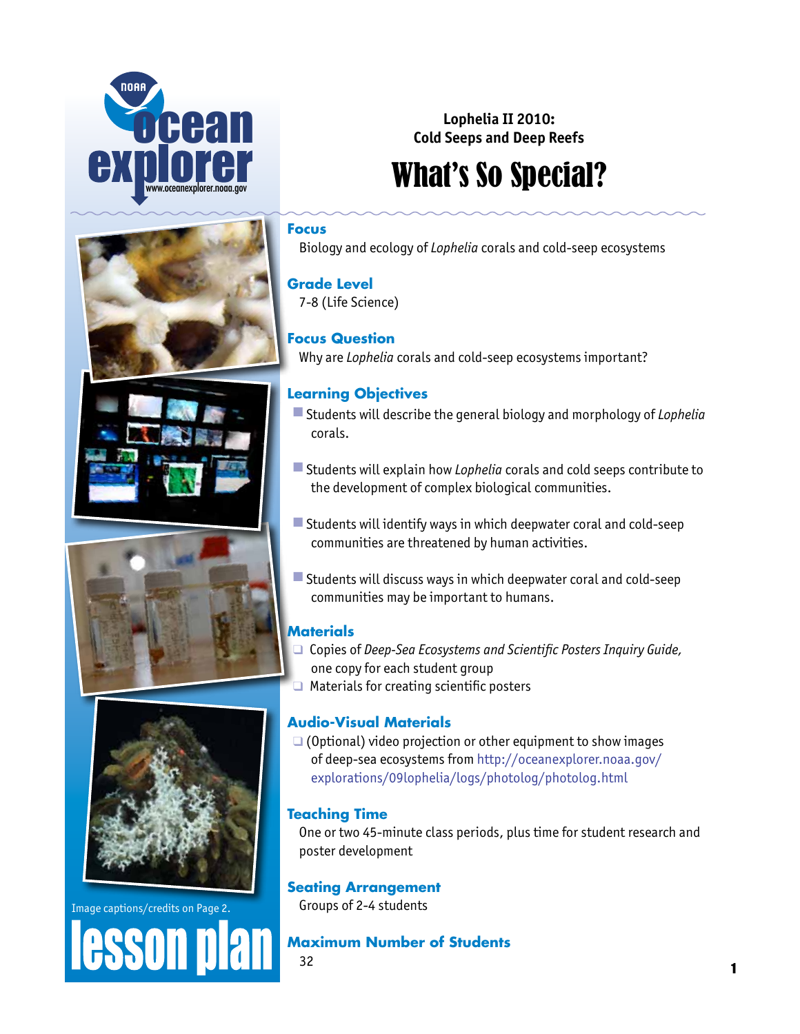Lophelia II 2010:
Cold Seeps and Deep Reefs

# What's So Special?

Image captions/credits on Page 2.

lesson plan

## Focus

Biology and ecology of *Lophelia* corals and cold-seep ecosystems

## Grade Level

7-8 (Life Science)

## Focus Question

Why are *Lophelia* corals and cold-seep ecosystems important?

## Learning Objectives

- Students will describe the general biology and morphology of *Lophelia* corals.
- Students will explain how *Lophelia* corals and cold seeps contribute to the development of complex biological communities.
- Students will identify ways in which deepwater coral and cold-seep communities are threatened by human activities.
- Students will discuss ways in which deepwater coral and cold-seep communities may be important to humans.

## Materials

- Copies of *Deep-Sea Ecosystems and Scientific Posters Inquiry Guide,* one copy for each student group
- Materials for creating scientific posters

## Audio-Visual Materials

- (Optional) video projection or other equipment to show images of deep-sea ecosystems from http://oceanexplorer.noaa.gov/explorations/09lophelia/logs/photolog/photolog.html

## Teaching Time

One or two 45-minute class periods, plus time for student research and poster development

## Seating Arrangement

Groups of 2-4 students

## Maximum Number of Students

32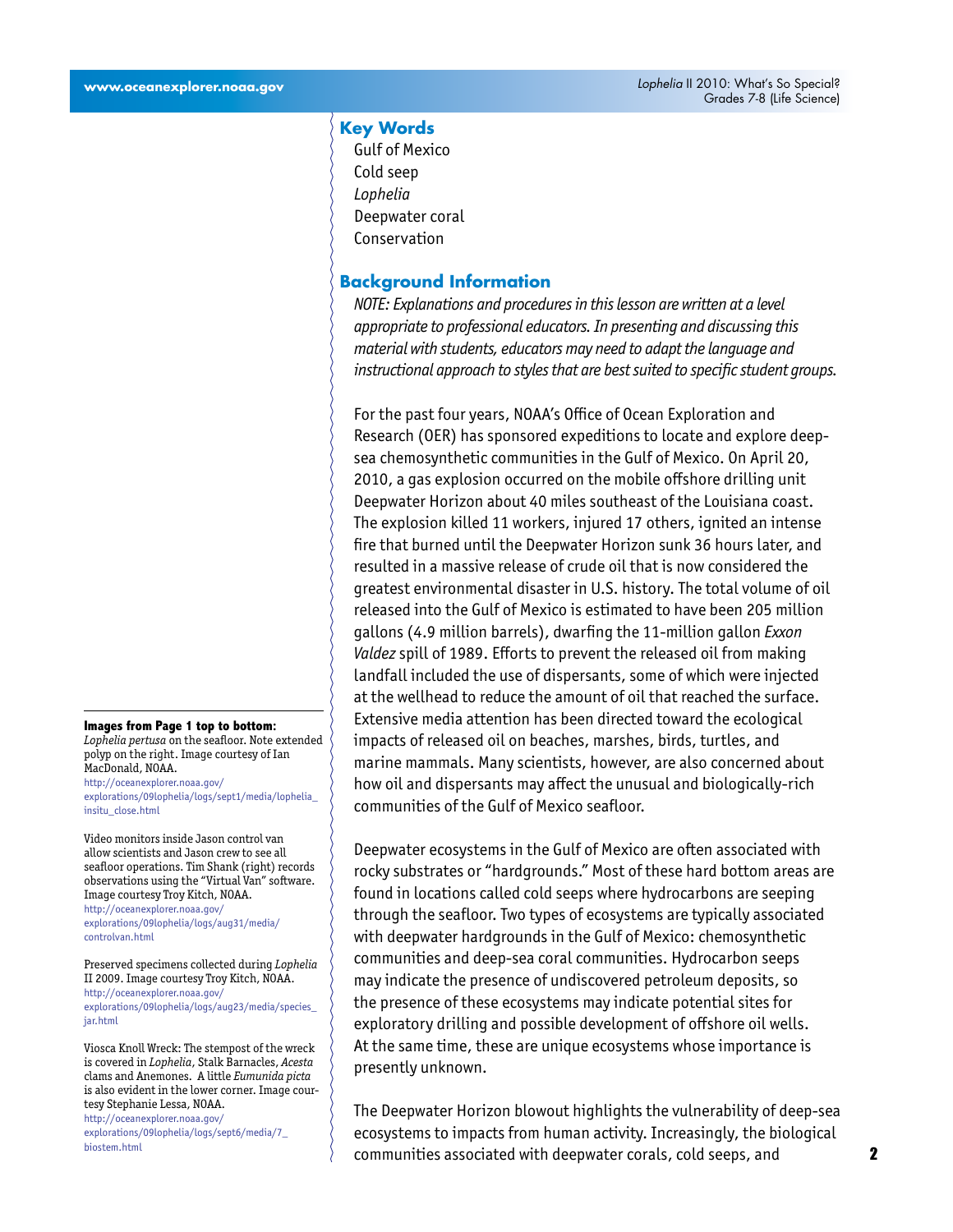## Key Words

Gulf of Mexico
Cold seep
*Lophelia*
Deepwater coral
Conservation

## Background Information

*NOTE: Explanations and procedures in this lesson are written at a level appropriate to professional educators. In presenting and discussing this material with students, educators may need to adapt the language and instructional approach to styles that are best suited to specific student groups.*

For the past four years, NOAA's Office of Ocean Exploration and Research (OER) has sponsored expeditions to locate and explore deep-sea chemosynthetic communities in the Gulf of Mexico. On April 20, 2010, a gas explosion occurred on the mobile offshore drilling unit Deepwater Horizon about 40 miles southeast of the Louisiana coast. The explosion killed 11 workers, injured 17 others, ignited an intense fire that burned until the Deepwater Horizon sunk 36 hours later, and resulted in a massive release of crude oil that is now considered the greatest environmental disaster in U.S. history. The total volume of oil released into the Gulf of Mexico is estimated to have been 205 million gallons (4.9 million barrels), dwarfing the 11-million gallon *Exxon Valdez* spill of 1989. Efforts to prevent the released oil from making landfall included the use of dispersants, some of which were injected at the wellhead to reduce the amount of oil that reached the surface. Extensive media attention has been directed toward the ecological impacts of released oil on beaches, marshes, birds, turtles, and marine mammals. Many scientists, however, are also concerned about how oil and dispersants may affect the unusual and biologically-rich communities of the Gulf of Mexico seafloor.

Deepwater ecosystems in the Gulf of Mexico are often associated with rocky substrates or "hardgrounds." Most of these hard bottom areas are found in locations called cold seeps where hydrocarbons are seeping through the seafloor. Two types of ecosystems are typically associated with deepwater hardgrounds in the Gulf of Mexico: chemosynthetic communities and deep-sea coral communities. Hydrocarbon seeps may indicate the presence of undiscovered petroleum deposits, so the presence of these ecosystems may indicate potential sites for exploratory drilling and possible development of offshore oil wells. At the same time, these are unique ecosystems whose importance is presently unknown.

The Deepwater Horizon blowout highlights the vulnerability of deep-sea ecosystems to impacts from human activity. Increasingly, the biological communities associated with deepwater corals, cold seeps, and

---

**Images from Page 1 top to bottom:**

*Lophelia pertusa* on the seafloor. Note extended polyp on the right. Image courtesy of Ian MacDonald, NOAA.
http://oceanexplorer.noaa.gov/explorations/09lophelia/logs/sept1/media/lophelia_insitu_close.html

Video monitors inside Jason control van allow scientists and Jason crew to see all seafloor operations. Tim Shank (right) records observations using the "Virtual Van" software. Image courtesy Troy Kitch, NOAA.
http://oceanexplorer.noaa.gov/explorations/09lophelia/logs/aug31/media/controlvan.html

Preserved specimens collected during *Lophelia* II 2009. Image courtesy Troy Kitch, NOAA.
http://oceanexplorer.noaa.gov/explorations/09lophelia/logs/aug23/media/species_jar.html

Viosca Knoll Wreck: The stempost of the wreck is covered in *Lophelia*, Stalk Barnacles, *Acesta* clams and Anemones. A little *Eumunida picta* is also evident in the lower corner. Image courtesy Stephanie Lessa, NOAA.
http://oceanexplorer.noaa.gov/explorations/09lophelia/logs/sept6/media/7_biostem.html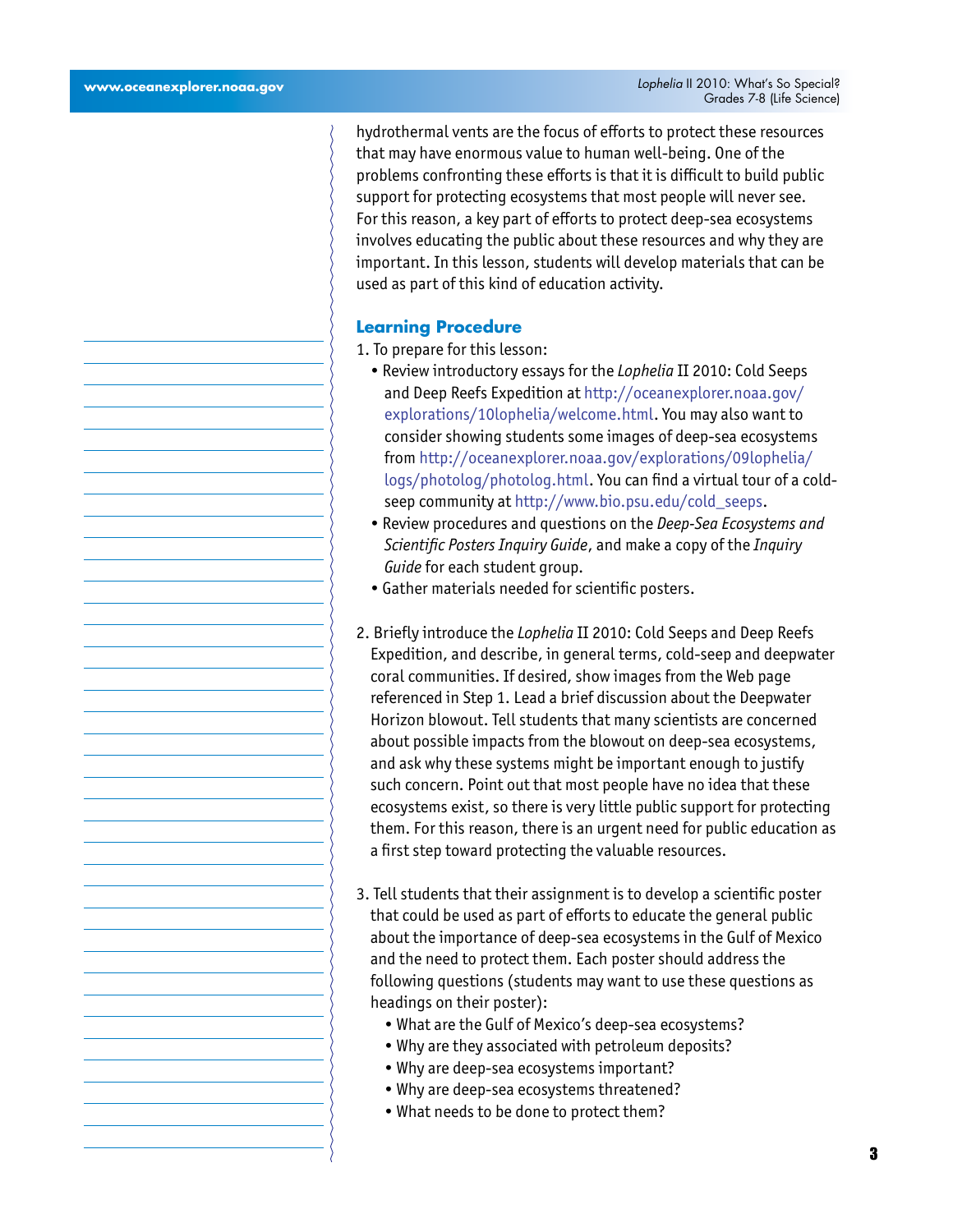hydrothermal vents are the focus of efforts to protect these resources that may have enormous value to human well-being. One of the problems confronting these efforts is that it is difficult to build public support for protecting ecosystems that most people will never see. For this reason, a key part of efforts to protect deep-sea ecosystems involves educating the public about these resources and why they are important. In this lesson, students will develop materials that can be used as part of this kind of education activity.

## Learning Procedure

1. To prepare for this lesson:
   - Review introductory essays for the *Lophelia* II 2010: Cold Seeps and Deep Reefs Expedition at http://oceanexplorer.noaa.gov/explorations/10lophelia/welcome.html. You may also want to consider showing students some images of deep-sea ecosystems from http://oceanexplorer.noaa.gov/explorations/09lophelia/logs/photolog/photolog.html. You can find a virtual tour of a cold-seep community at http://www.bio.psu.edu/cold_seeps.
   - Review procedures and questions on the *Deep-Sea Ecosystems and Scientific Posters Inquiry Guide*, and make a copy of the *Inquiry Guide* for each student group.
   - Gather materials needed for scientific posters.

2. Briefly introduce the *Lophelia* II 2010: Cold Seeps and Deep Reefs Expedition, and describe, in general terms, cold-seep and deepwater coral communities. If desired, show images from the Web page referenced in Step 1. Lead a brief discussion about the Deepwater Horizon blowout. Tell students that many scientists are concerned about possible impacts from the blowout on deep-sea ecosystems, and ask why these systems might be important enough to justify such concern. Point out that most people have no idea that these ecosystems exist, so there is very little public support for protecting them. For this reason, there is an urgent need for public education as a first step toward protecting the valuable resources.

3. Tell students that their assignment is to develop a scientific poster that could be used as part of efforts to educate the general public about the importance of deep-sea ecosystems in the Gulf of Mexico and the need to protect them. Each poster should address the following questions (students may want to use these questions as headings on their poster):
   - What are the Gulf of Mexico's deep-sea ecosystems?
   - Why are they associated with petroleum deposits?
   - Why are deep-sea ecosystems important?
   - Why are deep-sea ecosystems threatened?
   - What needs to be done to protect them?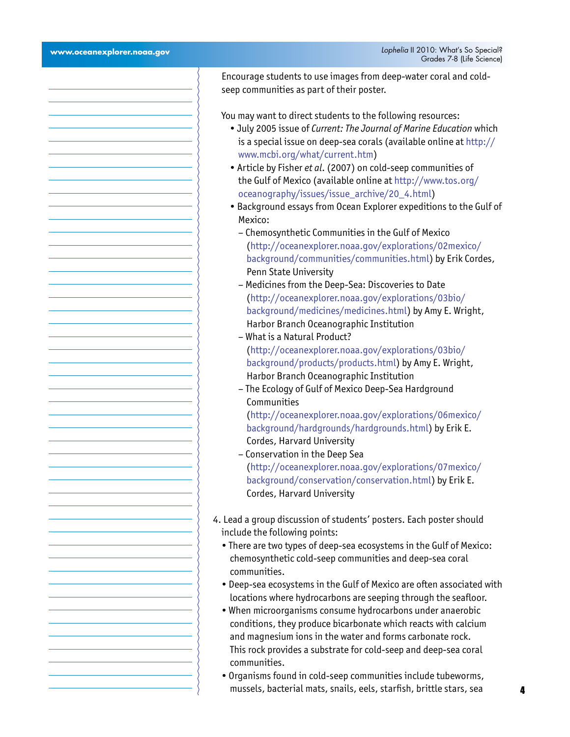Encourage students to use images from deep-water coral and cold-seep communities as part of their poster.

You may want to direct students to the following resources:

- July 2005 issue of *Current: The Journal of Marine Education* which is a special issue on deep-sea corals (available online at http://www.mcbi.org/what/current.htm)
- Article by Fisher *et al*. (2007) on cold-seep communities of the Gulf of Mexico (available online at http://www.tos.org/oceanography/issues/issue_archive/20_4.html)
- Background essays from Ocean Explorer expeditions to the Gulf of Mexico:
  - Chemosynthetic Communities in the Gulf of Mexico (http://oceanexplorer.noaa.gov/explorations/02mexico/background/communities/communities.html) by Erik Cordes, Penn State University
  - Medicines from the Deep-Sea: Discoveries to Date (http://oceanexplorer.noaa.gov/explorations/03bio/background/medicines/medicines.html) by Amy E. Wright, Harbor Branch Oceanographic Institution
  - What is a Natural Product? (http://oceanexplorer.noaa.gov/explorations/03bio/background/products/products.html) by Amy E. Wright, Harbor Branch Oceanographic Institution
  - The Ecology of Gulf of Mexico Deep-Sea Hardground Communities (http://oceanexplorer.noaa.gov/explorations/06mexico/background/hardgrounds/hardgrounds.html) by Erik E. Cordes, Harvard University
  - Conservation in the Deep Sea (http://oceanexplorer.noaa.gov/explorations/07mexico/background/conservation/conservation.html) by Erik E. Cordes, Harvard University

4. Lead a group discussion of students' posters. Each poster should include the following points:
   - There are two types of deep-sea ecosystems in the Gulf of Mexico: chemosynthetic cold-seep communities and deep-sea coral communities.
   - Deep-sea ecosystems in the Gulf of Mexico are often associated with locations where hydrocarbons are seeping through the seafloor.
   - When microorganisms consume hydrocarbons under anaerobic conditions, they produce bicarbonate which reacts with calcium and magnesium ions in the water and forms carbonate rock. This rock provides a substrate for cold-seep and deep-sea coral communities.
   - Organisms found in cold-seep communities include tubeworms, mussels, bacterial mats, snails, eels, starfish, brittle stars, sea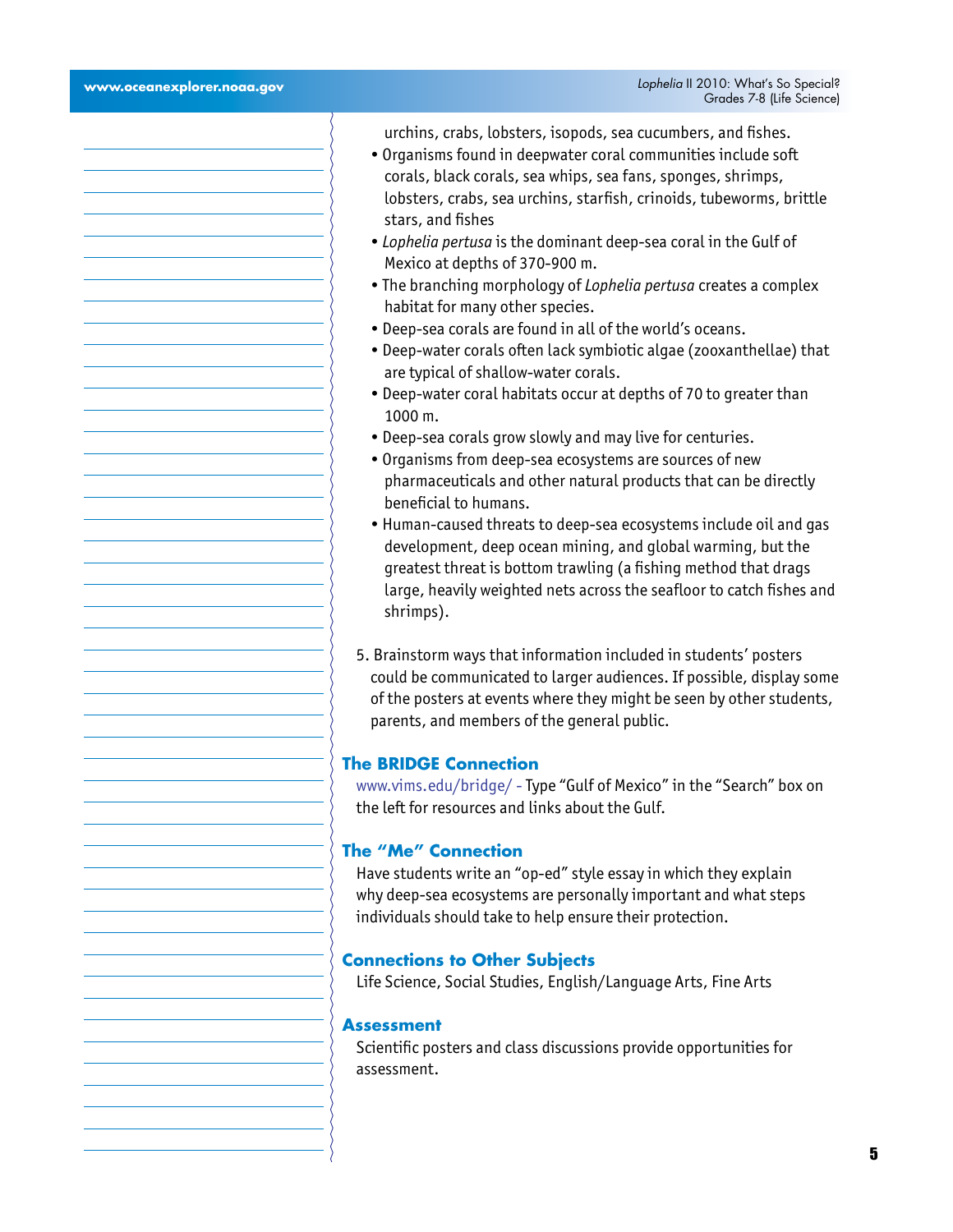urchins, crabs, lobsters, isopods, sea cucumbers, and fishes.

- Organisms found in deepwater coral communities include soft corals, black corals, sea whips, sea fans, sponges, shrimps, lobsters, crabs, sea urchins, starfish, crinoids, tubeworms, brittle stars, and fishes
- *Lophelia pertusa* is the dominant deep-sea coral in the Gulf of Mexico at depths of 370-900 m.
- The branching morphology of *Lophelia pertusa* creates a complex habitat for many other species.
- Deep-sea corals are found in all of the world's oceans.
- Deep-water corals often lack symbiotic algae (zooxanthellae) that are typical of shallow-water corals.
- Deep-water coral habitats occur at depths of 70 to greater than 1000 m.
- Deep-sea corals grow slowly and may live for centuries.
- Organisms from deep-sea ecosystems are sources of new pharmaceuticals and other natural products that can be directly beneficial to humans.
- Human-caused threats to deep-sea ecosystems include oil and gas development, deep ocean mining, and global warming, but the greatest threat is bottom trawling (a fishing method that drags large, heavily weighted nets across the seafloor to catch fishes and shrimps).

5. Brainstorm ways that information included in students' posters could be communicated to larger audiences. If possible, display some of the posters at events where they might be seen by other students, parents, and members of the general public.

## The BRIDGE Connection

www.vims.edu/bridge/ - Type "Gulf of Mexico" in the "Search" box on the left for resources and links about the Gulf.

## The "Me" Connection

Have students write an "op-ed" style essay in which they explain why deep-sea ecosystems are personally important and what steps individuals should take to help ensure their protection.

## Connections to Other Subjects

Life Science, Social Studies, English/Language Arts, Fine Arts

## Assessment

Scientific posters and class discussions provide opportunities for assessment.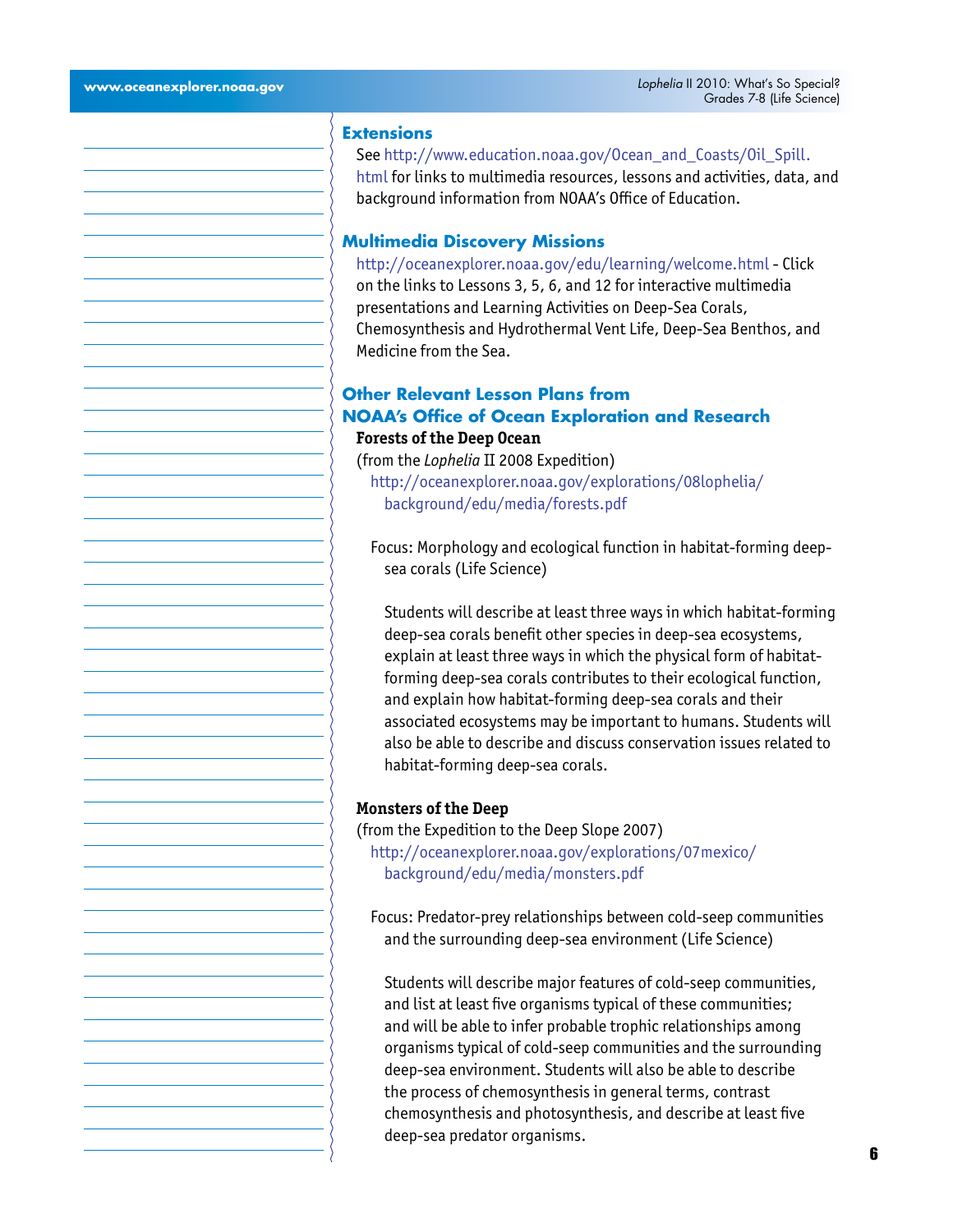## Extensions

See http://www.education.noaa.gov/Ocean_and_Coasts/Oil_Spill.html for links to multimedia resources, lessons and activities, data, and background information from NOAA's Office of Education.

## Multimedia Discovery Missions

http://oceanexplorer.noaa.gov/edu/learning/welcome.html - Click on the links to Lessons 3, 5, 6, and 12 for interactive multimedia presentations and Learning Activities on Deep-Sea Corals, Chemosynthesis and Hydrothermal Vent Life, Deep-Sea Benthos, and Medicine from the Sea.

## Other Relevant Lesson Plans from NOAA's Office of Ocean Exploration and Research

**Forests of the Deep Ocean**
(from the *Lophelia* II 2008 Expedition)
http://oceanexplorer.noaa.gov/explorations/08lophelia/background/edu/media/forests.pdf

Focus: Morphology and ecological function in habitat-forming deep-sea corals (Life Science)

Students will describe at least three ways in which habitat-forming deep-sea corals benefit other species in deep-sea ecosystems, explain at least three ways in which the physical form of habitat-forming deep-sea corals contributes to their ecological function, and explain how habitat-forming deep-sea corals and their associated ecosystems may be important to humans. Students will also be able to describe and discuss conservation issues related to habitat-forming deep-sea corals.

**Monsters of the Deep**
(from the Expedition to the Deep Slope 2007)
http://oceanexplorer.noaa.gov/explorations/07mexico/background/edu/media/monsters.pdf

Focus: Predator-prey relationships between cold-seep communities and the surrounding deep-sea environment (Life Science)

Students will describe major features of cold-seep communities, and list at least five organisms typical of these communities; and will be able to infer probable trophic relationships among organisms typical of cold-seep communities and the surrounding deep-sea environment. Students will also be able to describe the process of chemosynthesis in general terms, contrast chemosynthesis and photosynthesis, and describe at least five deep-sea predator organisms.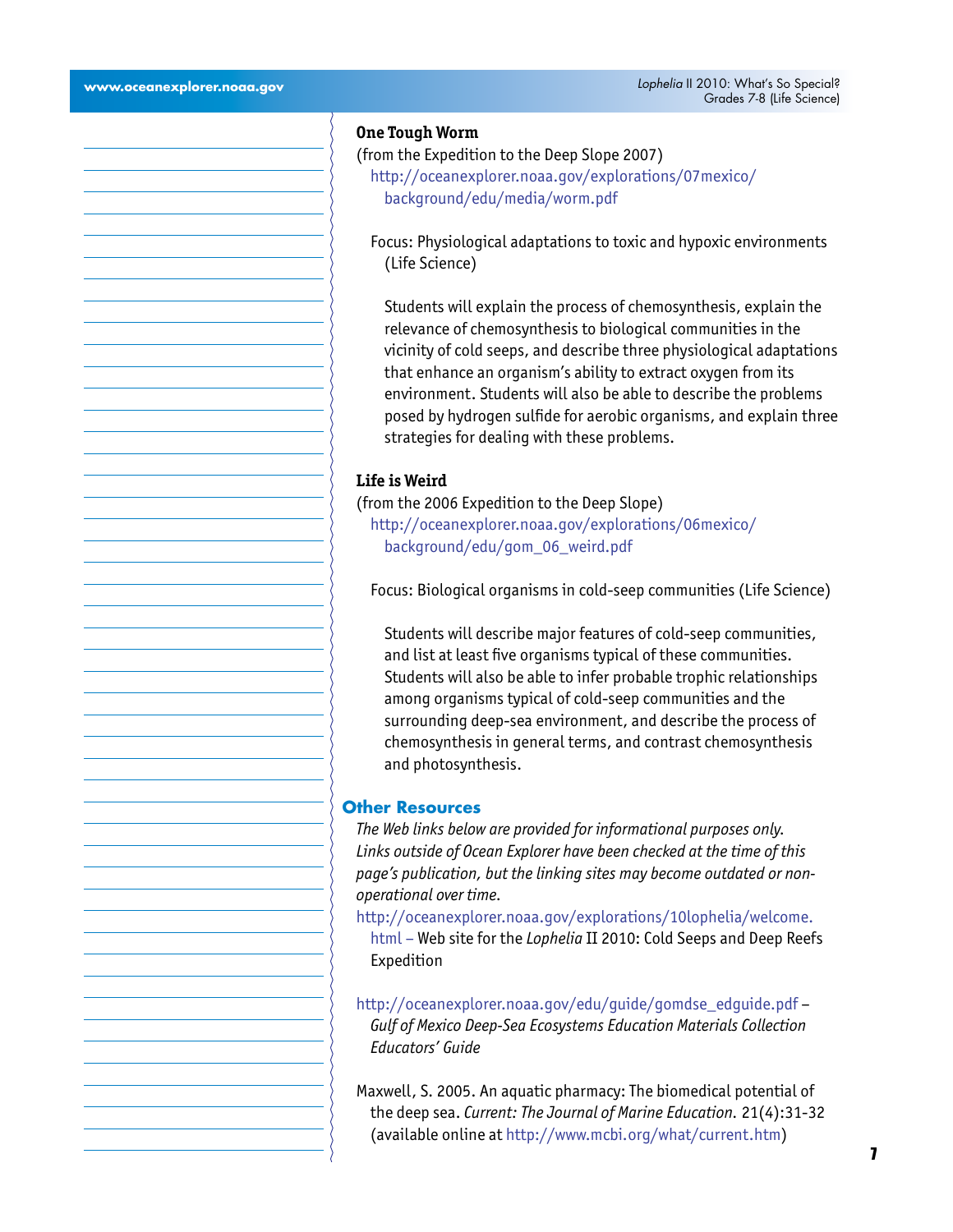**One Tough Worm**

(from the Expedition to the Deep Slope 2007)
http://oceanexplorer.noaa.gov/explorations/07mexico/background/edu/media/worm.pdf

Focus: Physiological adaptations to toxic and hypoxic environments (Life Science)

Students will explain the process of chemosynthesis, explain the relevance of chemosynthesis to biological communities in the vicinity of cold seeps, and describe three physiological adaptations that enhance an organism's ability to extract oxygen from its environment. Students will also be able to describe the problems posed by hydrogen sulfide for aerobic organisms, and explain three strategies for dealing with these problems.

**Life is Weird**

(from the 2006 Expedition to the Deep Slope)
http://oceanexplorer.noaa.gov/explorations/06mexico/background/edu/gom_06_weird.pdf

Focus: Biological organisms in cold-seep communities (Life Science)

Students will describe major features of cold-seep communities, and list at least five organisms typical of these communities. Students will also be able to infer probable trophic relationships among organisms typical of cold-seep communities and the surrounding deep-sea environment, and describe the process of chemosynthesis in general terms, and contrast chemosynthesis and photosynthesis.

## Other Resources

*The Web links below are provided for informational purposes only. Links outside of Ocean Explorer have been checked at the time of this page's publication, but the linking sites may become outdated or non-operational over time.*

http://oceanexplorer.noaa.gov/explorations/10lophelia/welcome.html – Web site for the *Lophelia* II 2010: Cold Seeps and Deep Reefs Expedition

http://oceanexplorer.noaa.gov/edu/guide/gomdse_edguide.pdf – *Gulf of Mexico Deep-Sea Ecosystems Education Materials Collection Educators' Guide*

Maxwell, S. 2005. An aquatic pharmacy: The biomedical potential of the deep sea. *Current: The Journal of Marine Education.* 21(4):31-32 (available online at http://www.mcbi.org/what/current.htm)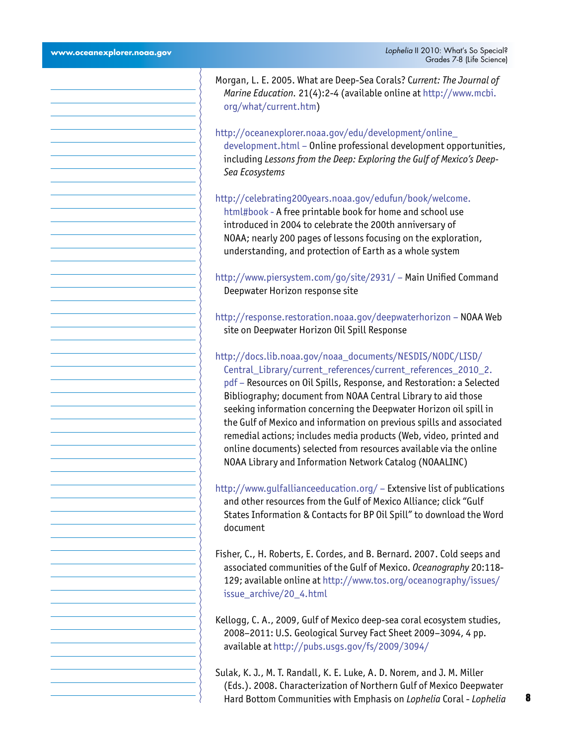Morgan, L. E. 2005. What are Deep-Sea Corals? *Current: The Journal of Marine Education.* 21(4):2-4 (available online at http://www.mcbi.org/what/current.htm)

http://oceanexplorer.noaa.gov/edu/development/online_development.html – Online professional development opportunities, including *Lessons from the Deep: Exploring the Gulf of Mexico's Deep-Sea Ecosystems*

http://celebrating200years.noaa.gov/edufun/book/welcome.html#book - A free printable book for home and school use introduced in 2004 to celebrate the 200th anniversary of NOAA; nearly 200 pages of lessons focusing on the exploration, understanding, and protection of Earth as a whole system

http://www.piersystem.com/go/site/2931/ – Main Unified Command Deepwater Horizon response site

http://response.restoration.noaa.gov/deepwaterhorizon – NOAA Web site on Deepwater Horizon Oil Spill Response

http://docs.lib.noaa.gov/noaa_documents/NESDIS/NODC/LISD/Central_Library/current_references/current_references_2010_2.pdf – Resources on Oil Spills, Response, and Restoration: a Selected Bibliography; document from NOAA Central Library to aid those seeking information concerning the Deepwater Horizon oil spill in the Gulf of Mexico and information on previous spills and associated remedial actions; includes media products (Web, video, printed and online documents) selected from resources available via the online NOAA Library and Information Network Catalog (NOAALINC)

http://www.gulfallianceeducation.org/ – Extensive list of publications and other resources from the Gulf of Mexico Alliance; click "Gulf States Information & Contacts for BP Oil Spill" to download the Word document

Fisher, C., H. Roberts, E. Cordes, and B. Bernard. 2007. Cold seeps and associated communities of the Gulf of Mexico. *Oceanography* 20:118-129; available online at http://www.tos.org/oceanography/issues/issue_archive/20_4.html

Kellogg, C. A., 2009, Gulf of Mexico deep-sea coral ecosystem studies, 2008–2011: U.S. Geological Survey Fact Sheet 2009–3094, 4 pp. available at http://pubs.usgs.gov/fs/2009/3094/

Sulak, K. J., M. T. Randall, K. E. Luke, A. D. Norem, and J. M. Miller (Eds.). 2008. Characterization of Northern Gulf of Mexico Deepwater Hard Bottom Communities with Emphasis on *Lophelia* Coral - *Lophelia*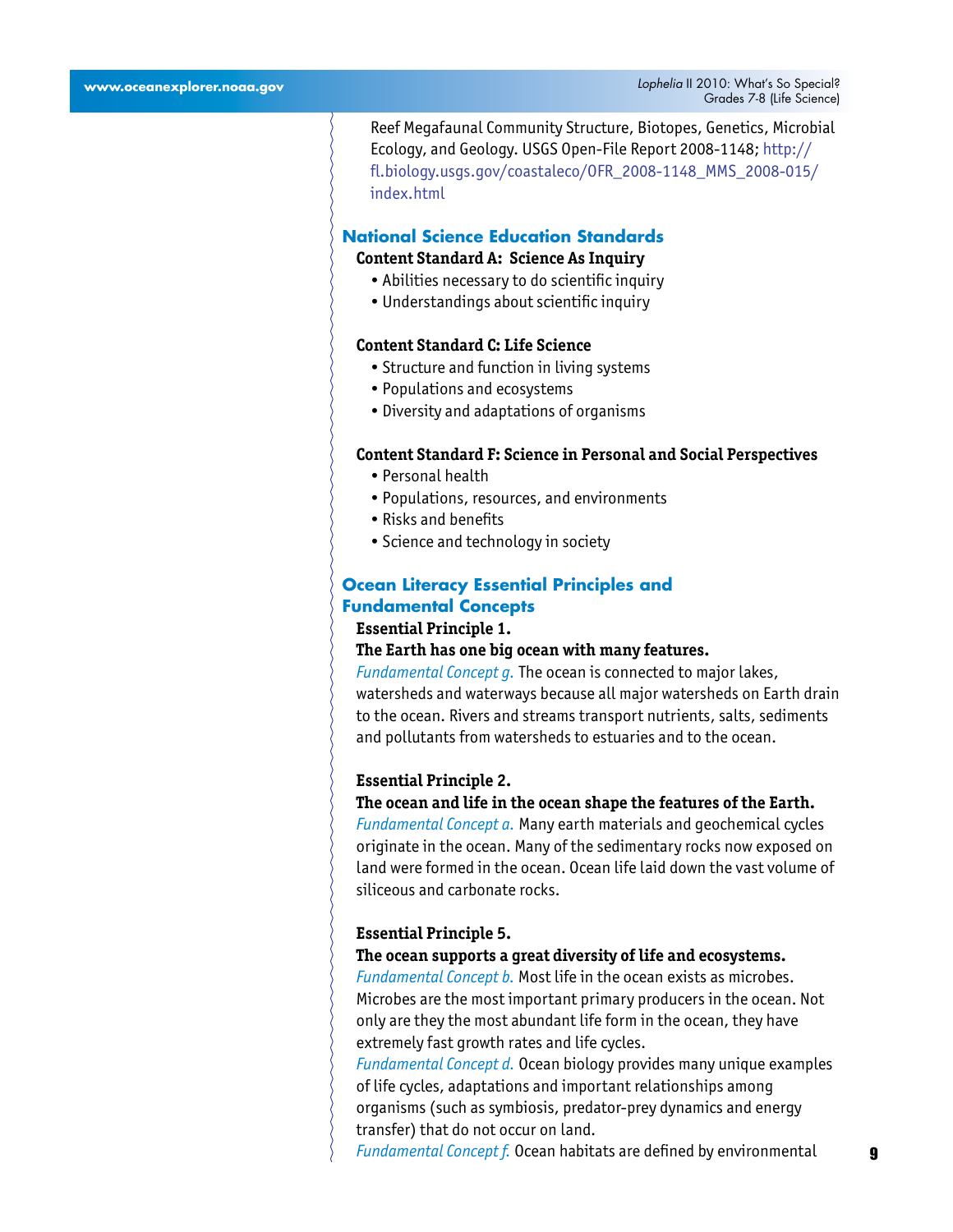Reef Megafaunal Community Structure, Biotopes, Genetics, Microbial Ecology, and Geology. USGS Open-File Report 2008-1148; http://fl.biology.usgs.gov/coastaleco/OFR_2008-1148_MMS_2008-015/index.html

## National Science Education Standards

**Content Standard A: Science As Inquiry**

- Abilities necessary to do scientific inquiry
- Understandings about scientific inquiry

**Content Standard C: Life Science**

- Structure and function in living systems
- Populations and ecosystems
- Diversity and adaptations of organisms

**Content Standard F: Science in Personal and Social Perspectives**

- Personal health
- Populations, resources, and environments
- Risks and benefits
- Science and technology in society

## Ocean Literacy Essential Principles and Fundamental Concepts

**Essential Principle 1.**

**The Earth has one big ocean with many features.**

*Fundamental Concept g.* The ocean is connected to major lakes, watersheds and waterways because all major watersheds on Earth drain to the ocean. Rivers and streams transport nutrients, salts, sediments and pollutants from watersheds to estuaries and to the ocean.

**Essential Principle 2.**

**The ocean and life in the ocean shape the features of the Earth.**

*Fundamental Concept a.* Many earth materials and geochemical cycles originate in the ocean. Many of the sedimentary rocks now exposed on land were formed in the ocean. Ocean life laid down the vast volume of siliceous and carbonate rocks.

**Essential Principle 5.**

**The ocean supports a great diversity of life and ecosystems.**

*Fundamental Concept b.* Most life in the ocean exists as microbes. Microbes are the most important primary producers in the ocean. Not only are they the most abundant life form in the ocean, they have extremely fast growth rates and life cycles.

*Fundamental Concept d.* Ocean biology provides many unique examples of life cycles, adaptations and important relationships among organisms (such as symbiosis, predator-prey dynamics and energy transfer) that do not occur on land.

*Fundamental Concept f.* Ocean habitats are defined by environmental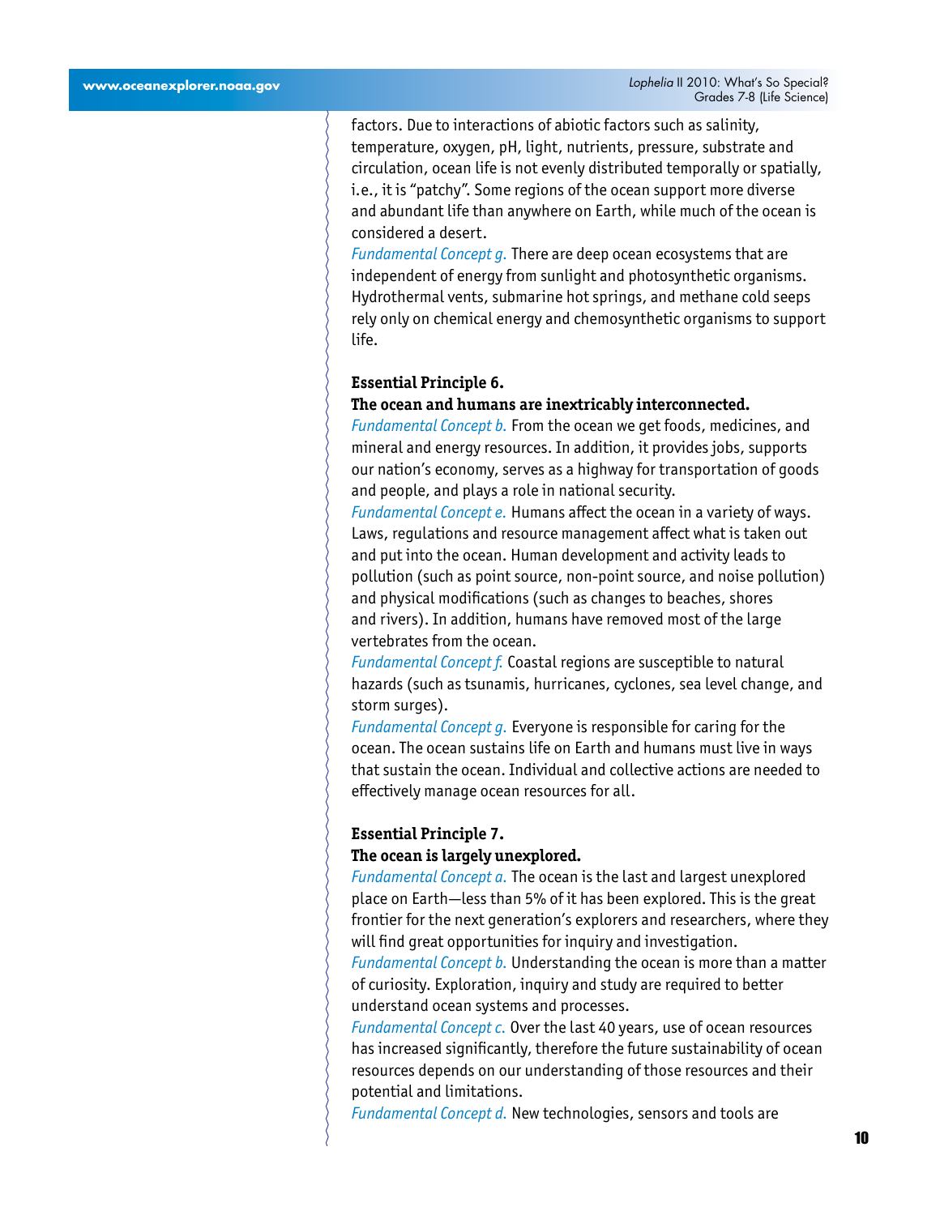factors. Due to interactions of abiotic factors such as salinity, temperature, oxygen, pH, light, nutrients, pressure, substrate and circulation, ocean life is not evenly distributed temporally or spatially, i.e., it is "patchy". Some regions of the ocean support more diverse and abundant life than anywhere on Earth, while much of the ocean is considered a desert.

*Fundamental Concept g.* There are deep ocean ecosystems that are independent of energy from sunlight and photosynthetic organisms. Hydrothermal vents, submarine hot springs, and methane cold seeps rely only on chemical energy and chemosynthetic organisms to support life.

**Essential Principle 6.**
**The ocean and humans are inextricably interconnected.**

*Fundamental Concept b.* From the ocean we get foods, medicines, and mineral and energy resources. In addition, it provides jobs, supports our nation's economy, serves as a highway for transportation of goods and people, and plays a role in national security.

*Fundamental Concept e.* Humans affect the ocean in a variety of ways. Laws, regulations and resource management affect what is taken out and put into the ocean. Human development and activity leads to pollution (such as point source, non-point source, and noise pollution) and physical modifications (such as changes to beaches, shores and rivers). In addition, humans have removed most of the large vertebrates from the ocean.

*Fundamental Concept f.* Coastal regions are susceptible to natural hazards (such as tsunamis, hurricanes, cyclones, sea level change, and storm surges).

*Fundamental Concept g.* Everyone is responsible for caring for the ocean. The ocean sustains life on Earth and humans must live in ways that sustain the ocean. Individual and collective actions are needed to effectively manage ocean resources for all.

**Essential Principle 7.**
**The ocean is largely unexplored.**

*Fundamental Concept a.* The ocean is the last and largest unexplored place on Earth—less than 5% of it has been explored. This is the great frontier for the next generation's explorers and researchers, where they will find great opportunities for inquiry and investigation.

*Fundamental Concept b.* Understanding the ocean is more than a matter of curiosity. Exploration, inquiry and study are required to better understand ocean systems and processes.

*Fundamental Concept c.* Over the last 40 years, use of ocean resources has increased significantly, therefore the future sustainability of ocean resources depends on our understanding of those resources and their potential and limitations.

*Fundamental Concept d.* New technologies, sensors and tools are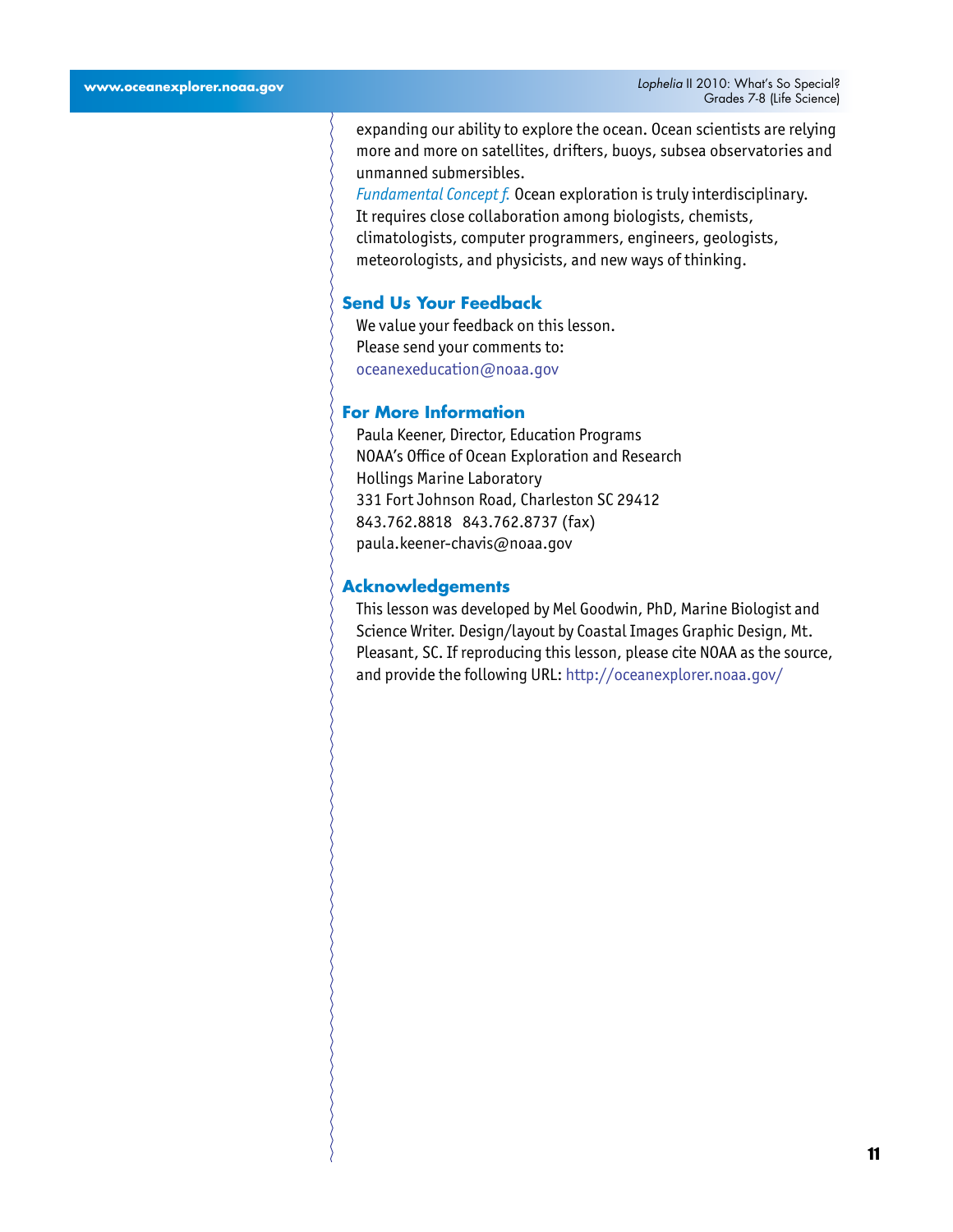expanding our ability to explore the ocean. Ocean scientists are relying more and more on satellites, drifters, buoys, subsea observatories and unmanned submersibles.

*Fundamental Concept f.* Ocean exploration is truly interdisciplinary. It requires close collaboration among biologists, chemists, climatologists, computer programmers, engineers, geologists, meteorologists, and physicists, and new ways of thinking.

## Send Us Your Feedback

We value your feedback on this lesson.
Please send your comments to:
oceanexeducation@noaa.gov

## For More Information

Paula Keener, Director, Education Programs
NOAA's Office of Ocean Exploration and Research
Hollings Marine Laboratory
331 Fort Johnson Road, Charleston SC 29412
843.762.8818 843.762.8737 (fax)
paula.keener-chavis@noaa.gov

## Acknowledgements

This lesson was developed by Mel Goodwin, PhD, Marine Biologist and Science Writer. Design/layout by Coastal Images Graphic Design, Mt. Pleasant, SC. If reproducing this lesson, please cite NOAA as the source, and provide the following URL: http://oceanexplorer.noaa.gov/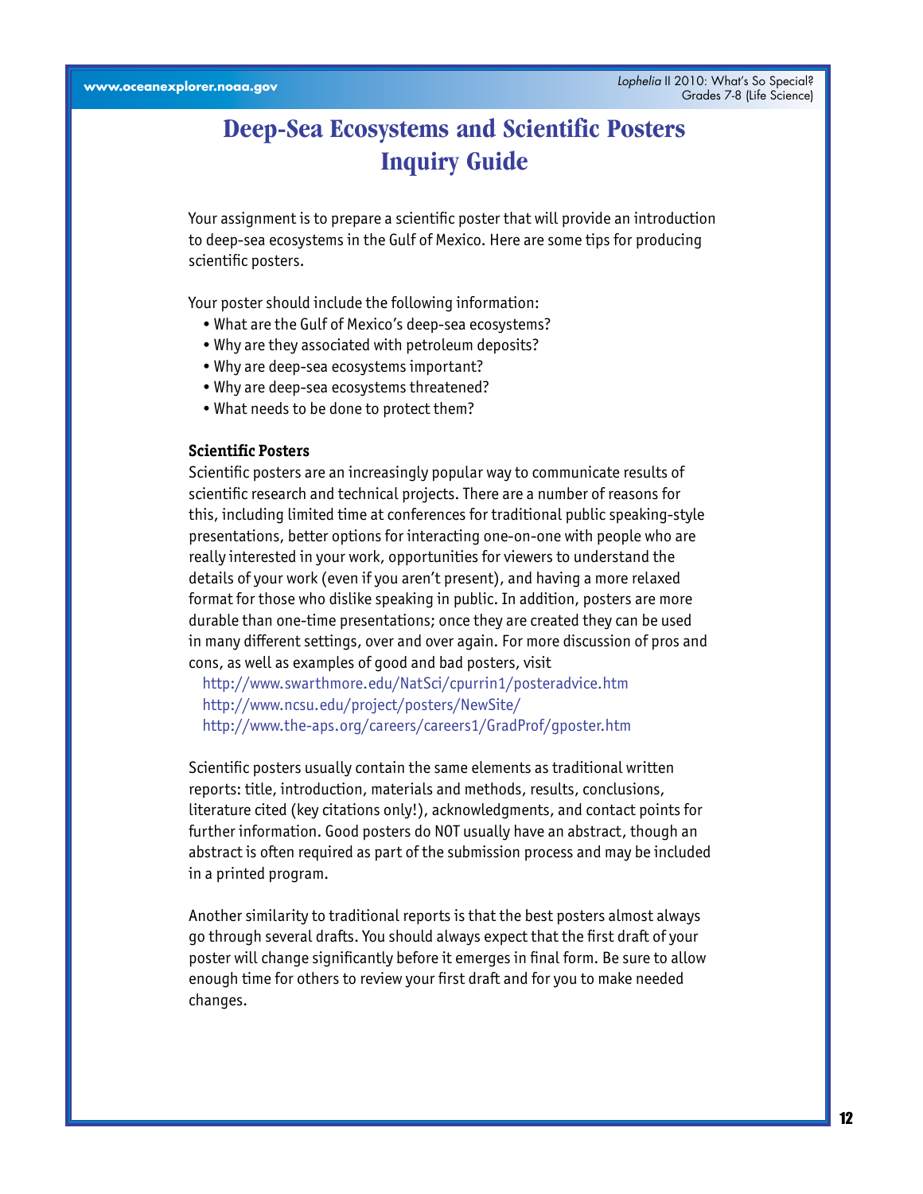# Deep-Sea Ecosystems and Scientific Posters Inquiry Guide

Your assignment is to prepare a scientific poster that will provide an introduction to deep-sea ecosystems in the Gulf of Mexico. Here are some tips for producing scientific posters.

Your poster should include the following information:

- What are the Gulf of Mexico's deep-sea ecosystems?
- Why are they associated with petroleum deposits?
- Why are deep-sea ecosystems important?
- Why are deep-sea ecosystems threatened?
- What needs to be done to protect them?

**Scientific Posters**

Scientific posters are an increasingly popular way to communicate results of scientific research and technical projects. There are a number of reasons for this, including limited time at conferences for traditional public speaking-style presentations, better options for interacting one-on-one with people who are really interested in your work, opportunities for viewers to understand the details of your work (even if you aren't present), and having a more relaxed format for those who dislike speaking in public. In addition, posters are more durable than one-time presentations; once they are created they can be used in many different settings, over and over again. For more discussion of pros and cons, as well as examples of good and bad posters, visit

http://www.swarthmore.edu/NatSci/cpurrin1/posteradvice.htm
http://www.ncsu.edu/project/posters/NewSite/
http://www.the-aps.org/careers/careers1/GradProf/gposter.htm

Scientific posters usually contain the same elements as traditional written reports: title, introduction, materials and methods, results, conclusions, literature cited (key citations only!), acknowledgments, and contact points for further information. Good posters do NOT usually have an abstract, though an abstract is often required as part of the submission process and may be included in a printed program.

Another similarity to traditional reports is that the best posters almost always go through several drafts. You should always expect that the first draft of your poster will change significantly before it emerges in final form. Be sure to allow enough time for others to review your first draft and for you to make needed changes.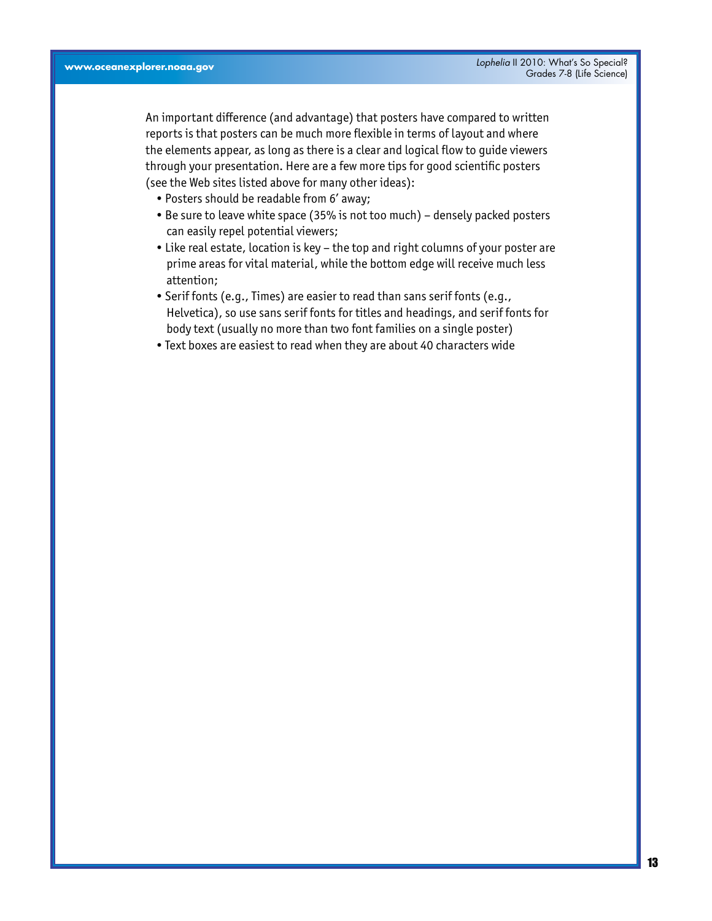An important difference (and advantage) that posters have compared to written reports is that posters can be much more flexible in terms of layout and where the elements appear, as long as there is a clear and logical flow to guide viewers through your presentation. Here are a few more tips for good scientific posters (see the Web sites listed above for many other ideas):

- Posters should be readable from 6' away;
- Be sure to leave white space (35% is not too much) – densely packed posters can easily repel potential viewers;
- Like real estate, location is key – the top and right columns of your poster are prime areas for vital material, while the bottom edge will receive much less attention;
- Serif fonts (e.g., Times) are easier to read than sans serif fonts (e.g., Helvetica), so use sans serif fonts for titles and headings, and serif fonts for body text (usually no more than two font families on a single poster)
- Text boxes are easiest to read when they are about 40 characters wide